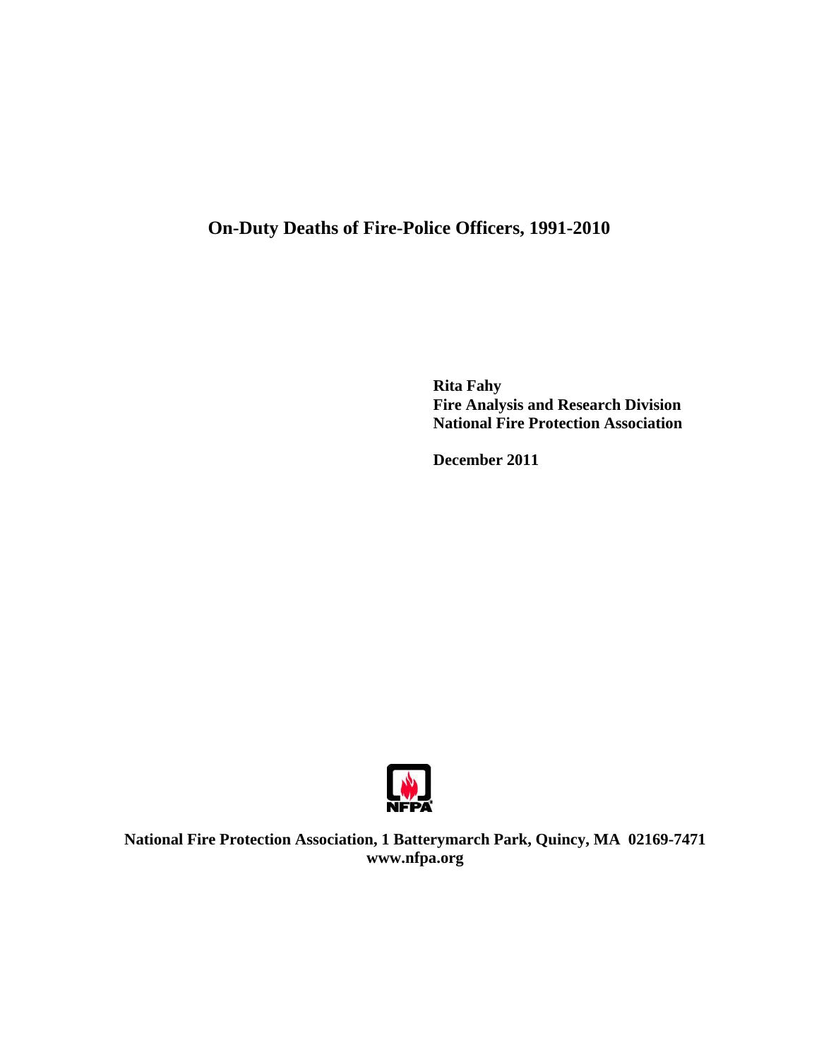# On-Duty Deaths of Fire-Police Officers, 1991-2010

**Rita Fahy**
**Fire Analysis and Research Division**
**National Fire Protection Association**

**December 2011**

**National Fire Protection Association, 1 Batterymarch Park, Quincy, MA 02169-7471**
**www.nfpa.org**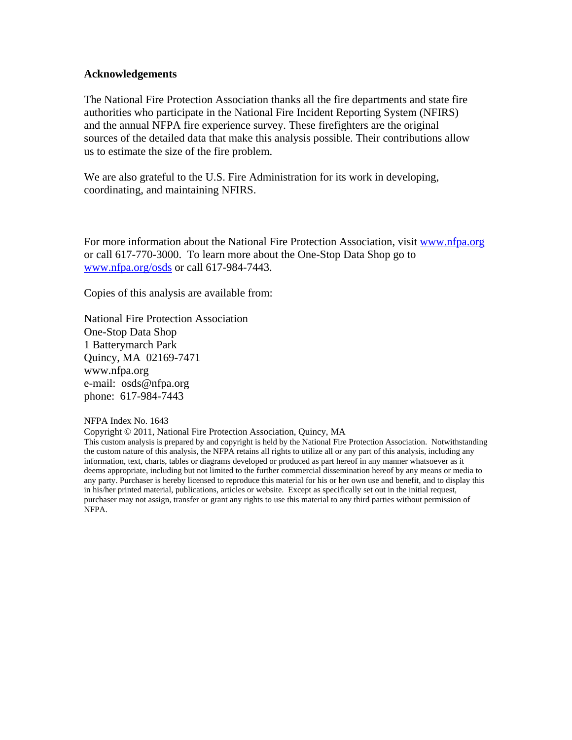## Acknowledgements

The National Fire Protection Association thanks all the fire departments and state fire authorities who participate in the National Fire Incident Reporting System (NFIRS) and the annual NFPA fire experience survey. These firefighters are the original sources of the detailed data that make this analysis possible. Their contributions allow us to estimate the size of the fire problem.

We are also grateful to the U.S. Fire Administration for its work in developing, coordinating, and maintaining NFIRS.

For more information about the National Fire Protection Association, visit [www.nfpa.org](http://www.nfpa.org) or call 617-770-3000. To learn more about the One-Stop Data Shop go to [www.nfpa.org/osds](http://www.nfpa.org/osds) or call 617-984-7443.

Copies of this analysis are available from:

National Fire Protection Association
One-Stop Data Shop
1 Batterymarch Park
Quincy, MA 02169-7471
www.nfpa.org
e-mail: osds@nfpa.org
phone: 617-984-7443

NFPA Index No. 1643
Copyright © 2011, National Fire Protection Association, Quincy, MA
This custom analysis is prepared by and copyright is held by the National Fire Protection Association. Notwithstanding the custom nature of this analysis, the NFPA retains all rights to utilize all or any part of this analysis, including any information, text, charts, tables or diagrams developed or produced as part hereof in any manner whatsoever as it deems appropriate, including but not limited to the further commercial dissemination hereof by any means or media to any party. Purchaser is hereby licensed to reproduce this material for his or her own use and benefit, and to display this in his/her printed material, publications, articles or website. Except as specifically set out in the initial request, purchaser may not assign, transfer or grant any rights to use this material to any third parties without permission of NFPA.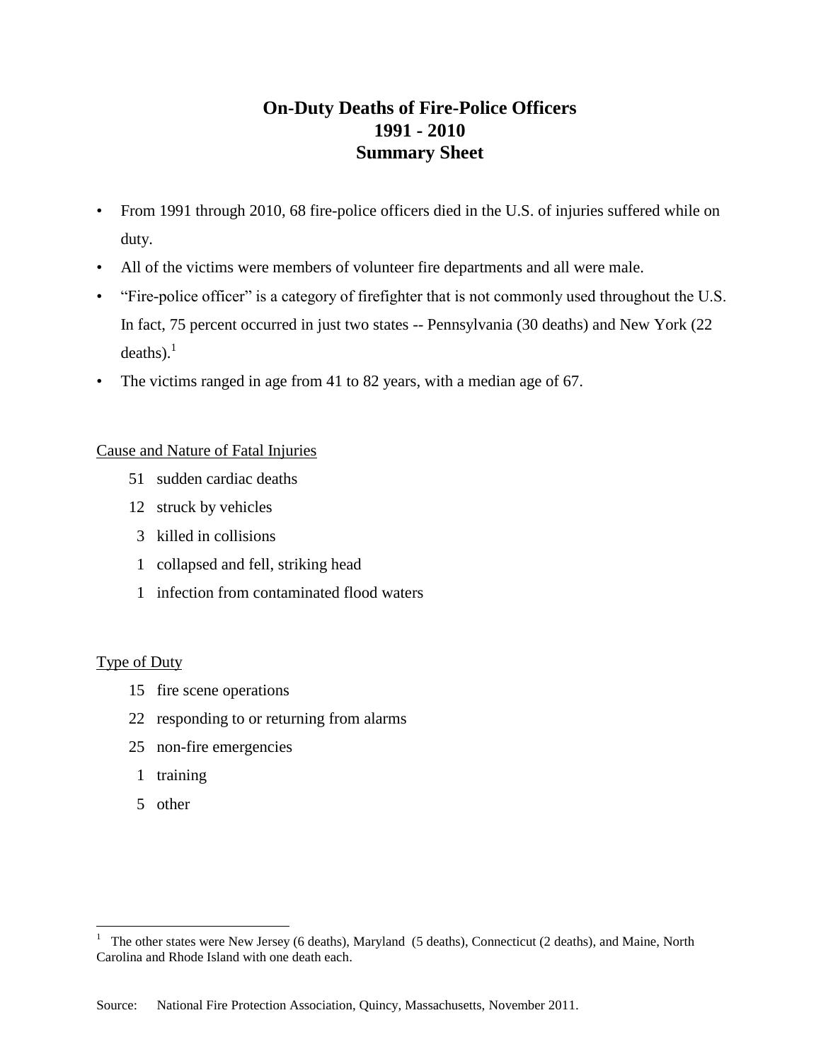# On-Duty Deaths of Fire-Police Officers
# 1991 - 2010
# Summary Sheet

- From 1991 through 2010, 68 fire-police officers died in the U.S. of injuries suffered while on duty.
- All of the victims were members of volunteer fire departments and all were male.
- "Fire-police officer" is a category of firefighter that is not commonly used throughout the U.S. In fact, 75 percent occurred in just two states -- Pennsylvania (30 deaths) and New York (22 deaths).[1]
- The victims ranged in age from 41 to 82 years, with a median age of 67.

Cause and Nature of Fatal Injuries

51 sudden cardiac deaths
12 struck by vehicles
3 killed in collisions
1 collapsed and fell, striking head
1 infection from contaminated flood waters

Type of Duty

15 fire scene operations
22 responding to or returning from alarms
25 non-fire emergencies
1 training
5 other

[1] The other states were New Jersey (6 deaths), Maryland (5 deaths), Connecticut (2 deaths), and Maine, North Carolina and Rhode Island with one death each.

Source: National Fire Protection Association, Quincy, Massachusetts, November 2011.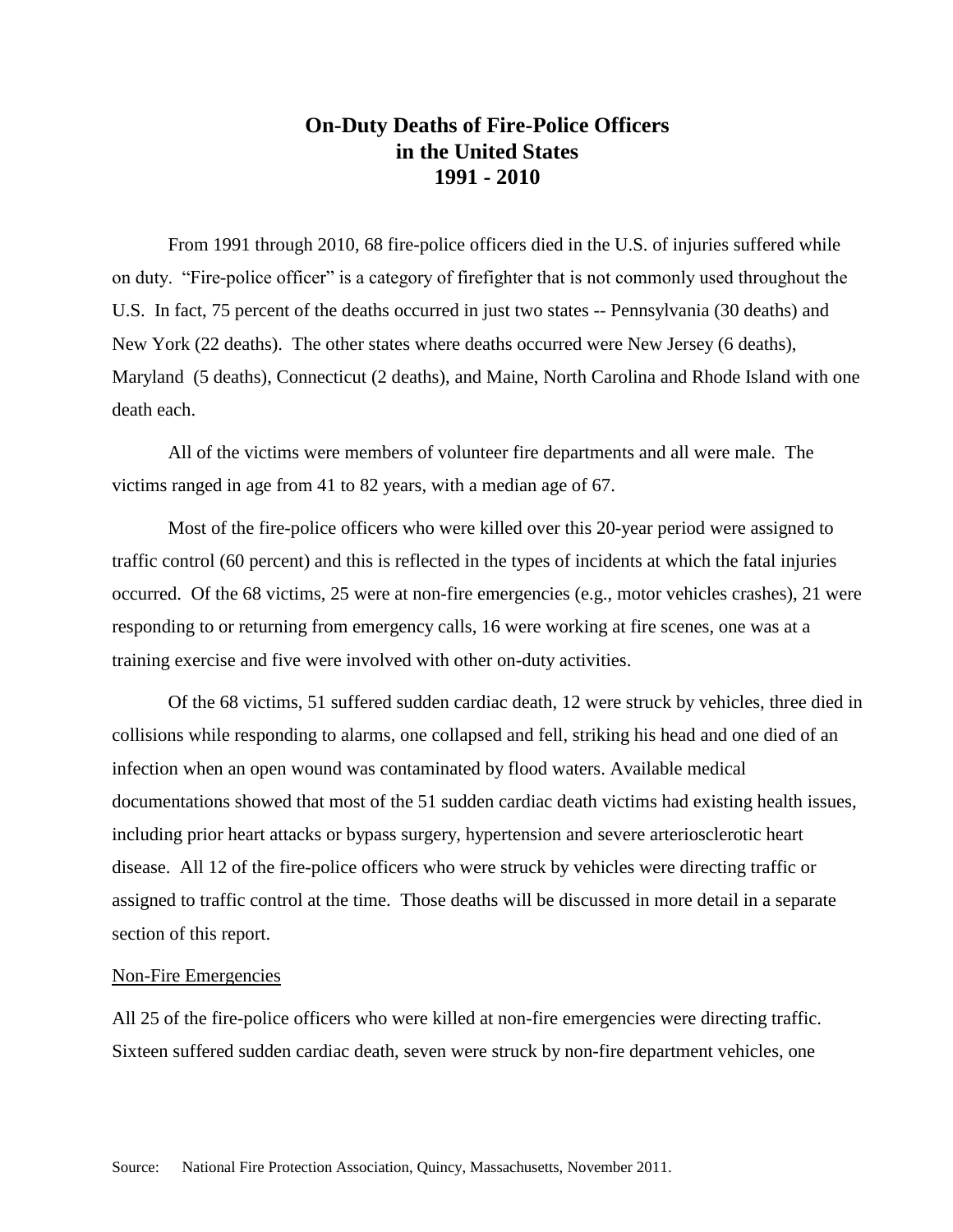# On-Duty Deaths of Fire-Police Officers in the United States 1991 - 2010

From 1991 through 2010, 68 fire-police officers died in the U.S. of injuries suffered while on duty. "Fire-police officer" is a category of firefighter that is not commonly used throughout the U.S. In fact, 75 percent of the deaths occurred in just two states -- Pennsylvania (30 deaths) and New York (22 deaths). The other states where deaths occurred were New Jersey (6 deaths), Maryland (5 deaths), Connecticut (2 deaths), and Maine, North Carolina and Rhode Island with one death each.

All of the victims were members of volunteer fire departments and all were male. The victims ranged in age from 41 to 82 years, with a median age of 67.

Most of the fire-police officers who were killed over this 20-year period were assigned to traffic control (60 percent) and this is reflected in the types of incidents at which the fatal injuries occurred. Of the 68 victims, 25 were at non-fire emergencies (e.g., motor vehicles crashes), 21 were responding to or returning from emergency calls, 16 were working at fire scenes, one was at a training exercise and five were involved with other on-duty activities.

Of the 68 victims, 51 suffered sudden cardiac death, 12 were struck by vehicles, three died in collisions while responding to alarms, one collapsed and fell, striking his head and one died of an infection when an open wound was contaminated by flood waters. Available medical documentations showed that most of the 51 sudden cardiac death victims had existing health issues, including prior heart attacks or bypass surgery, hypertension and severe arteriosclerotic heart disease. All 12 of the fire-police officers who were struck by vehicles were directing traffic or assigned to traffic control at the time. Those deaths will be discussed in more detail in a separate section of this report.

## Non-Fire Emergencies

All 25 of the fire-police officers who were killed at non-fire emergencies were directing traffic. Sixteen suffered sudden cardiac death, seven were struck by non-fire department vehicles, one

Source: National Fire Protection Association, Quincy, Massachusetts, November 2011.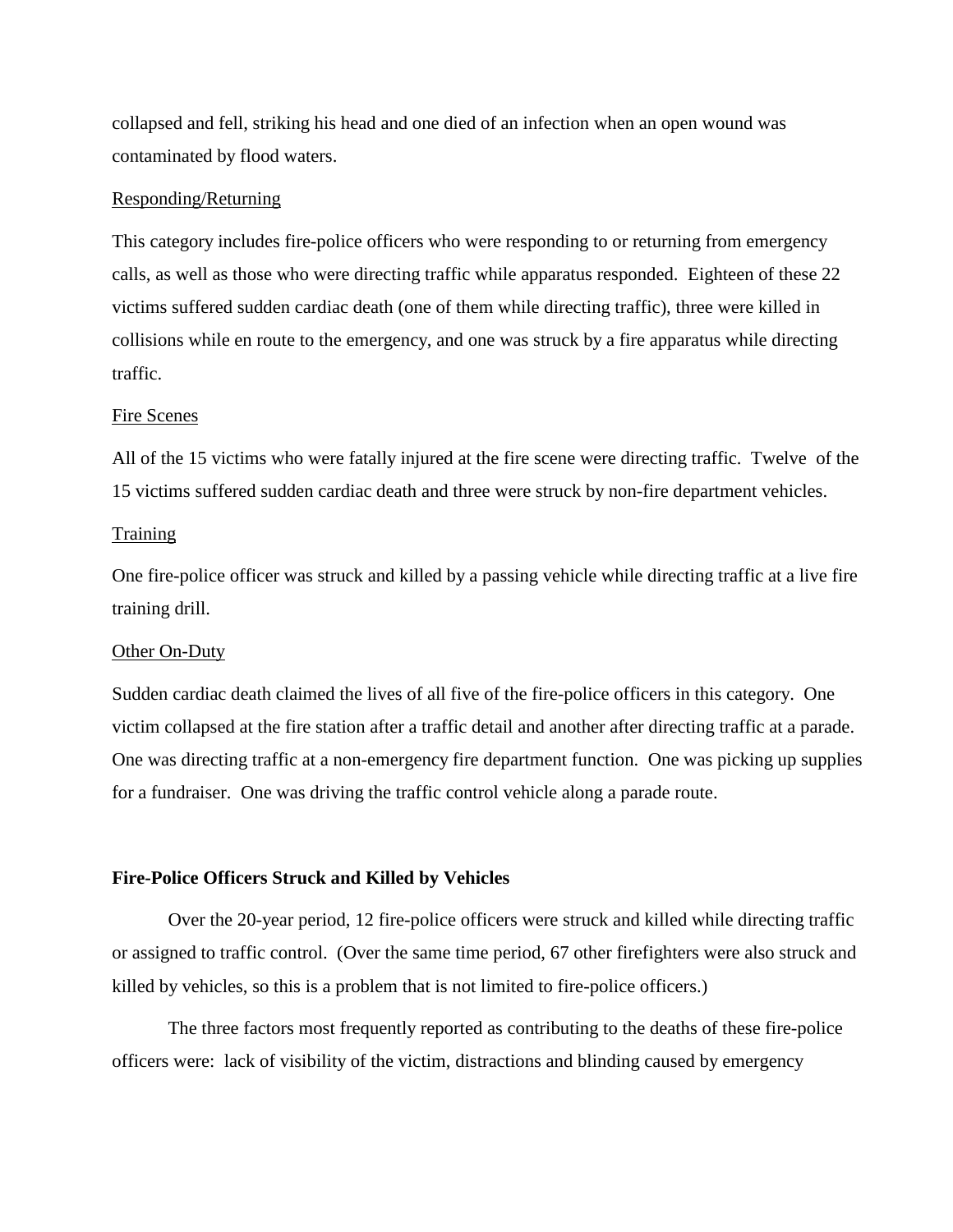collapsed and fell, striking his head and one died of an infection when an open wound was contaminated by flood waters.

Responding/Returning

This category includes fire-police officers who were responding to or returning from emergency calls, as well as those who were directing traffic while apparatus responded. Eighteen of these 22 victims suffered sudden cardiac death (one of them while directing traffic), three were killed in collisions while en route to the emergency, and one was struck by a fire apparatus while directing traffic.

Fire Scenes

All of the 15 victims who were fatally injured at the fire scene were directing traffic. Twelve of the 15 victims suffered sudden cardiac death and three were struck by non-fire department vehicles.

Training

One fire-police officer was struck and killed by a passing vehicle while directing traffic at a live fire training drill.

Other On-Duty

Sudden cardiac death claimed the lives of all five of the fire-police officers in this category. One victim collapsed at the fire station after a traffic detail and another after directing traffic at a parade. One was directing traffic at a non-emergency fire department function. One was picking up supplies for a fundraiser. One was driving the traffic control vehicle along a parade route.

**Fire-Police Officers Struck and Killed by Vehicles**

Over the 20-year period, 12 fire-police officers were struck and killed while directing traffic or assigned to traffic control. (Over the same time period, 67 other firefighters were also struck and killed by vehicles, so this is a problem that is not limited to fire-police officers.)

The three factors most frequently reported as contributing to the deaths of these fire-police officers were: lack of visibility of the victim, distractions and blinding caused by emergency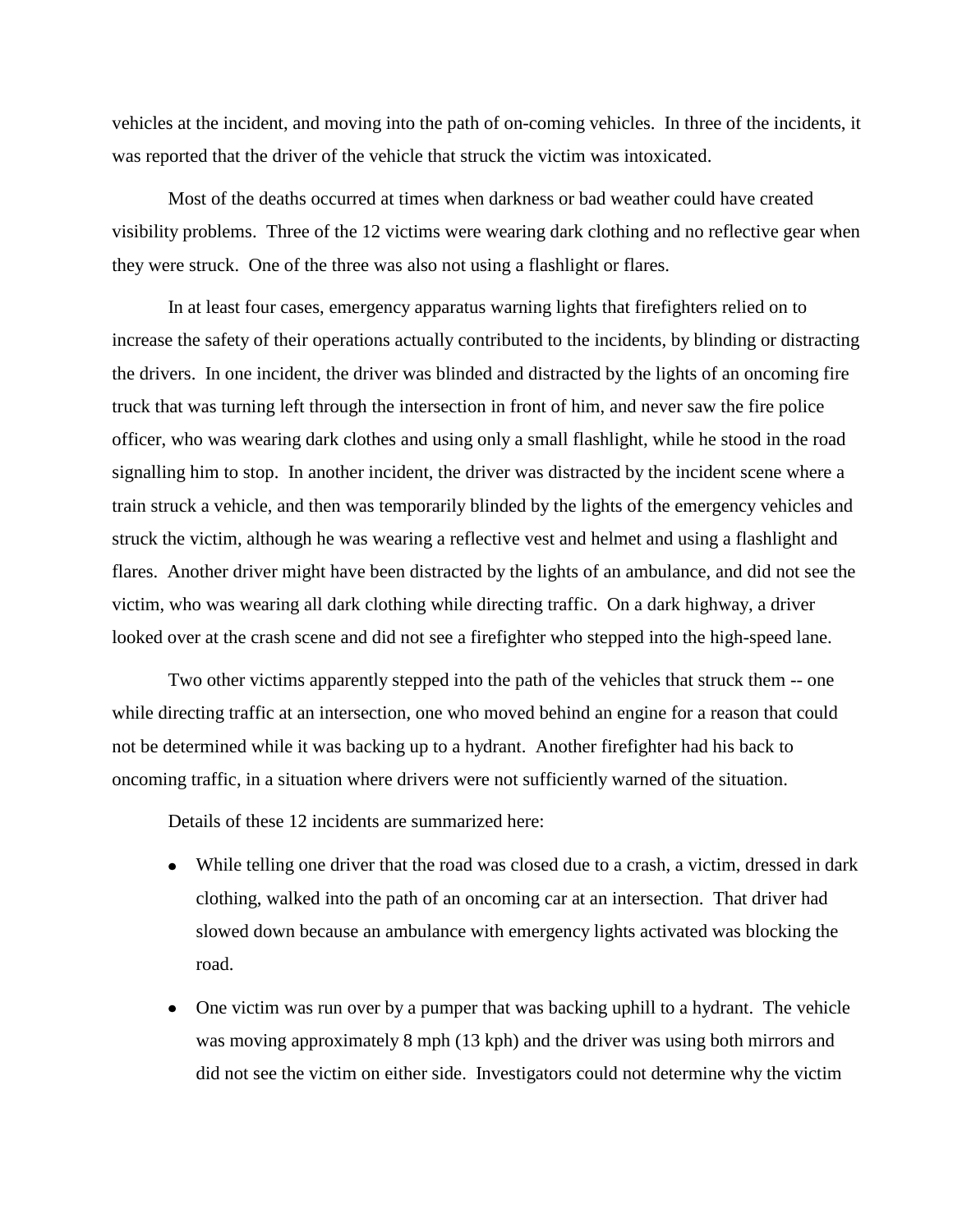vehicles at the incident, and moving into the path of on-coming vehicles. In three of the incidents, it was reported that the driver of the vehicle that struck the victim was intoxicated.

Most of the deaths occurred at times when darkness or bad weather could have created visibility problems. Three of the 12 victims were wearing dark clothing and no reflective gear when they were struck. One of the three was also not using a flashlight or flares.

In at least four cases, emergency apparatus warning lights that firefighters relied on to increase the safety of their operations actually contributed to the incidents, by blinding or distracting the drivers. In one incident, the driver was blinded and distracted by the lights of an oncoming fire truck that was turning left through the intersection in front of him, and never saw the fire police officer, who was wearing dark clothes and using only a small flashlight, while he stood in the road signalling him to stop. In another incident, the driver was distracted by the incident scene where a train struck a vehicle, and then was temporarily blinded by the lights of the emergency vehicles and struck the victim, although he was wearing a reflective vest and helmet and using a flashlight and flares. Another driver might have been distracted by the lights of an ambulance, and did not see the victim, who was wearing all dark clothing while directing traffic. On a dark highway, a driver looked over at the crash scene and did not see a firefighter who stepped into the high-speed lane.

Two other victims apparently stepped into the path of the vehicles that struck them -- one while directing traffic at an intersection, one who moved behind an engine for a reason that could not be determined while it was backing up to a hydrant. Another firefighter had his back to oncoming traffic, in a situation where drivers were not sufficiently warned of the situation.

Details of these 12 incidents are summarized here:

- While telling one driver that the road was closed due to a crash, a victim, dressed in dark clothing, walked into the path of an oncoming car at an intersection. That driver had slowed down because an ambulance with emergency lights activated was blocking the road.
- One victim was run over by a pumper that was backing uphill to a hydrant. The vehicle was moving approximately 8 mph (13 kph) and the driver was using both mirrors and did not see the victim on either side. Investigators could not determine why the victim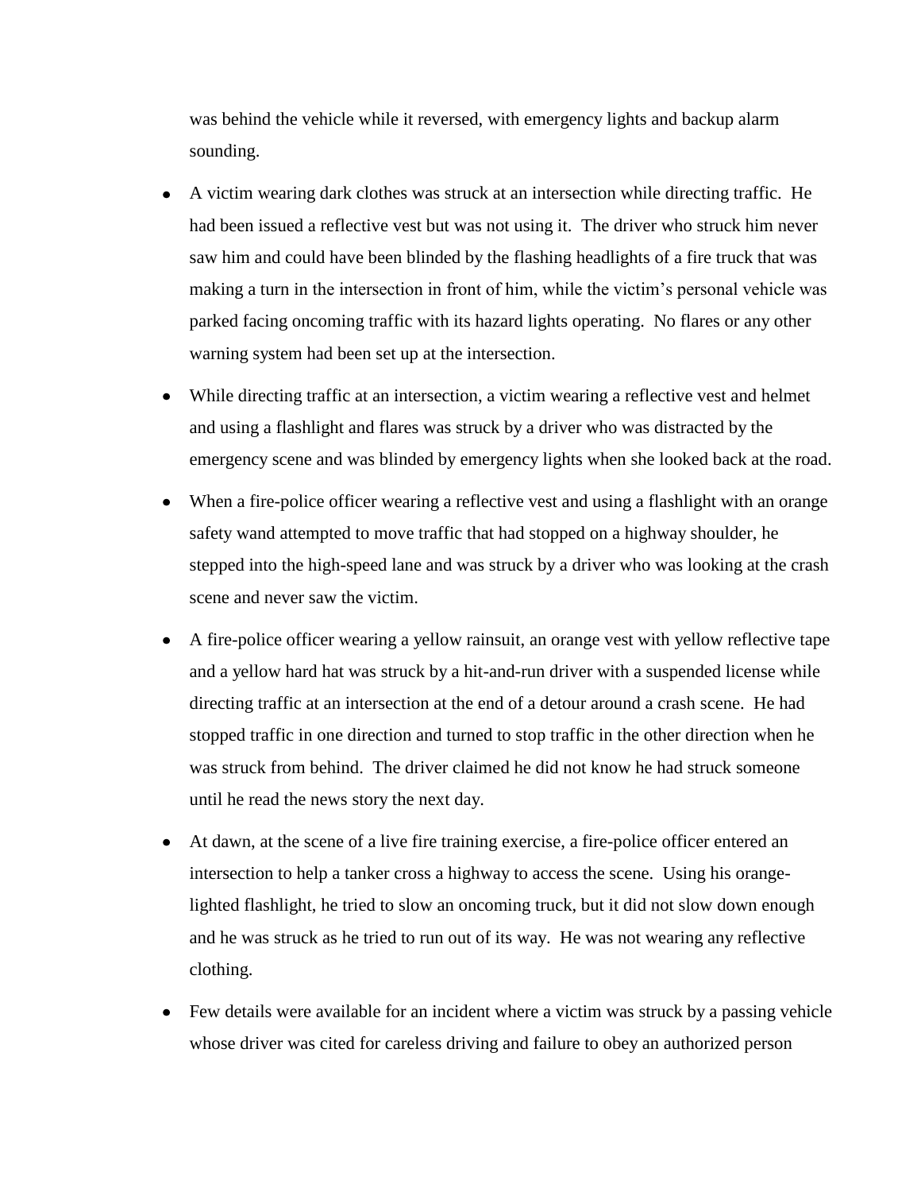was behind the vehicle while it reversed, with emergency lights and backup alarm sounding.

- A victim wearing dark clothes was struck at an intersection while directing traffic. He had been issued a reflective vest but was not using it. The driver who struck him never saw him and could have been blinded by the flashing headlights of a fire truck that was making a turn in the intersection in front of him, while the victim's personal vehicle was parked facing oncoming traffic with its hazard lights operating. No flares or any other warning system had been set up at the intersection.

- While directing traffic at an intersection, a victim wearing a reflective vest and helmet and using a flashlight and flares was struck by a driver who was distracted by the emergency scene and was blinded by emergency lights when she looked back at the road.

- When a fire-police officer wearing a reflective vest and using a flashlight with an orange safety wand attempted to move traffic that had stopped on a highway shoulder, he stepped into the high-speed lane and was struck by a driver who was looking at the crash scene and never saw the victim.

- A fire-police officer wearing a yellow rainsuit, an orange vest with yellow reflective tape and a yellow hard hat was struck by a hit-and-run driver with a suspended license while directing traffic at an intersection at the end of a detour around a crash scene. He had stopped traffic in one direction and turned to stop traffic in the other direction when he was struck from behind. The driver claimed he did not know he had struck someone until he read the news story the next day.

- At dawn, at the scene of a live fire training exercise, a fire-police officer entered an intersection to help a tanker cross a highway to access the scene. Using his orange-lighted flashlight, he tried to slow an oncoming truck, but it did not slow down enough and he was struck as he tried to run out of its way. He was not wearing any reflective clothing.

- Few details were available for an incident where a victim was struck by a passing vehicle whose driver was cited for careless driving and failure to obey an authorized person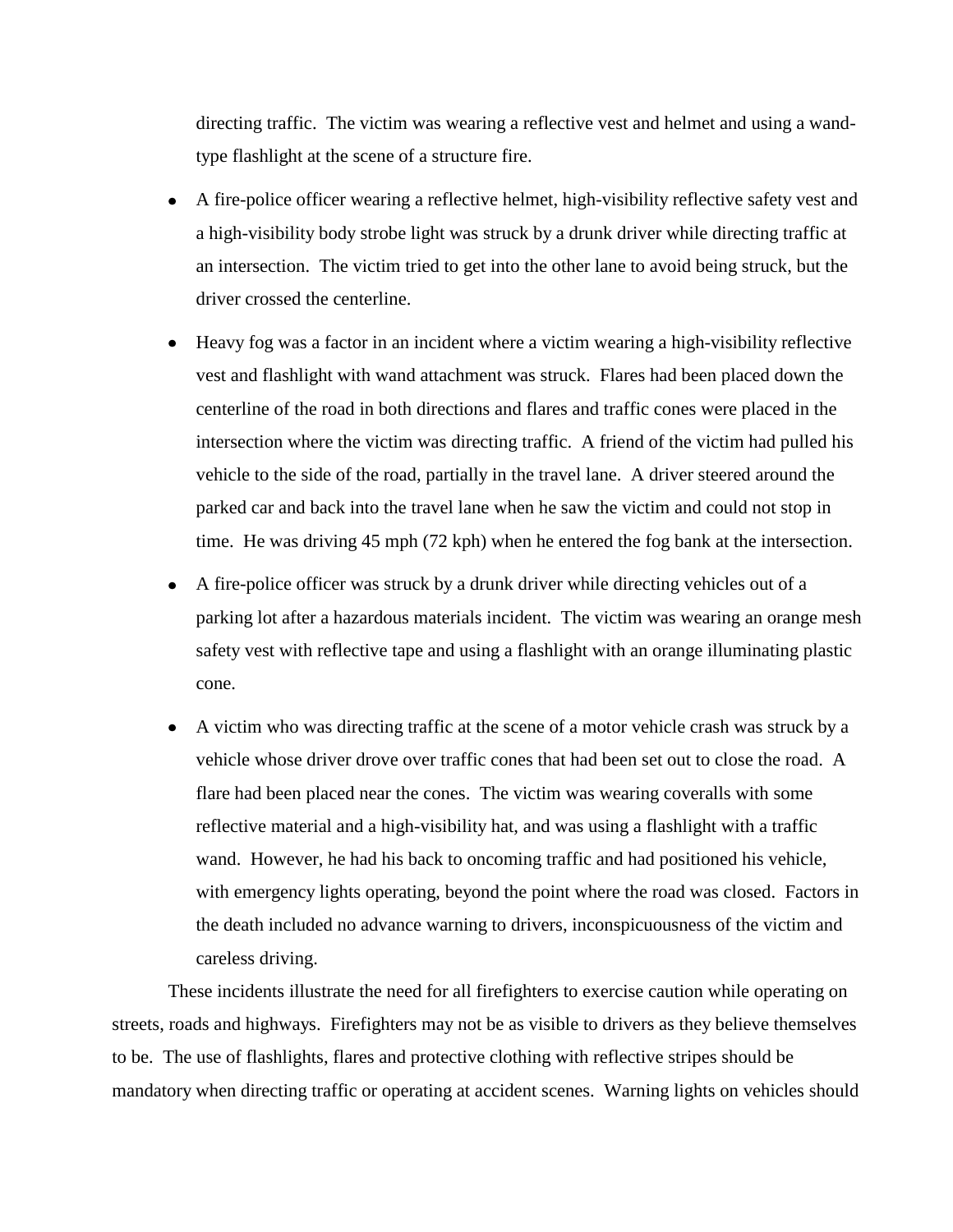directing traffic. The victim was wearing a reflective vest and helmet and using a wand-type flashlight at the scene of a structure fire.

- A fire-police officer wearing a reflective helmet, high-visibility reflective safety vest and a high-visibility body strobe light was struck by a drunk driver while directing traffic at an intersection. The victim tried to get into the other lane to avoid being struck, but the driver crossed the centerline.
- Heavy fog was a factor in an incident where a victim wearing a high-visibility reflective vest and flashlight with wand attachment was struck. Flares had been placed down the centerline of the road in both directions and flares and traffic cones were placed in the intersection where the victim was directing traffic. A friend of the victim had pulled his vehicle to the side of the road, partially in the travel lane. A driver steered around the parked car and back into the travel lane when he saw the victim and could not stop in time. He was driving 45 mph (72 kph) when he entered the fog bank at the intersection.
- A fire-police officer was struck by a drunk driver while directing vehicles out of a parking lot after a hazardous materials incident. The victim was wearing an orange mesh safety vest with reflective tape and using a flashlight with an orange illuminating plastic cone.
- A victim who was directing traffic at the scene of a motor vehicle crash was struck by a vehicle whose driver drove over traffic cones that had been set out to close the road. A flare had been placed near the cones. The victim was wearing coveralls with some reflective material and a high-visibility hat, and was using a flashlight with a traffic wand. However, he had his back to oncoming traffic and had positioned his vehicle, with emergency lights operating, beyond the point where the road was closed. Factors in the death included no advance warning to drivers, inconspicuousness of the victim and careless driving.

These incidents illustrate the need for all firefighters to exercise caution while operating on streets, roads and highways. Firefighters may not be as visible to drivers as they believe themselves to be. The use of flashlights, flares and protective clothing with reflective stripes should be mandatory when directing traffic or operating at accident scenes. Warning lights on vehicles should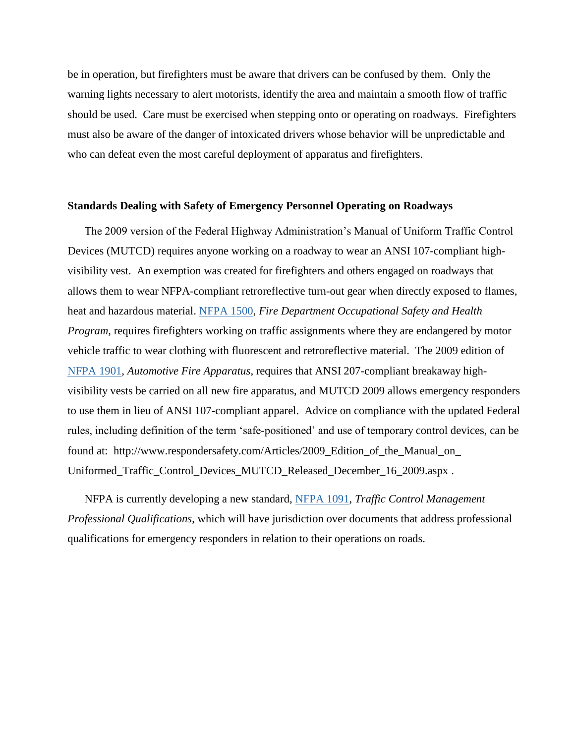be in operation, but firefighters must be aware that drivers can be confused by them. Only the warning lights necessary to alert motorists, identify the area and maintain a smooth flow of traffic should be used. Care must be exercised when stepping onto or operating on roadways. Firefighters must also be aware of the danger of intoxicated drivers whose behavior will be unpredictable and who can defeat even the most careful deployment of apparatus and firefighters.

**Standards Dealing with Safety of Emergency Personnel Operating on Roadways**

The 2009 version of the Federal Highway Administration's Manual of Uniform Traffic Control Devices (MUTCD) requires anyone working on a roadway to wear an ANSI 107-compliant high-visibility vest. An exemption was created for firefighters and others engaged on roadways that allows them to wear NFPA-compliant retroreflective turn-out gear when directly exposed to flames, heat and hazardous material. NFPA 1500, *Fire Department Occupational Safety and Health Program*, requires firefighters working on traffic assignments where they are endangered by motor vehicle traffic to wear clothing with fluorescent and retroreflective material. The 2009 edition of NFPA 1901, *Automotive Fire Apparatus*, requires that ANSI 207-compliant breakaway high-visibility vests be carried on all new fire apparatus, and MUTCD 2009 allows emergency responders to use them in lieu of ANSI 107-compliant apparel. Advice on compliance with the updated Federal rules, including definition of the term 'safe-positioned' and use of temporary control devices, can be found at: http://www.respondersafety.com/Articles/2009_Edition_of_the_Manual_on_Uniformed_Traffic_Control_Devices_MUTCD_Released_December_16_2009.aspx .

NFPA is currently developing a new standard, NFPA 1091, *Traffic Control Management Professional Qualifications*, which will have jurisdiction over documents that address professional qualifications for emergency responders in relation to their operations on roads.